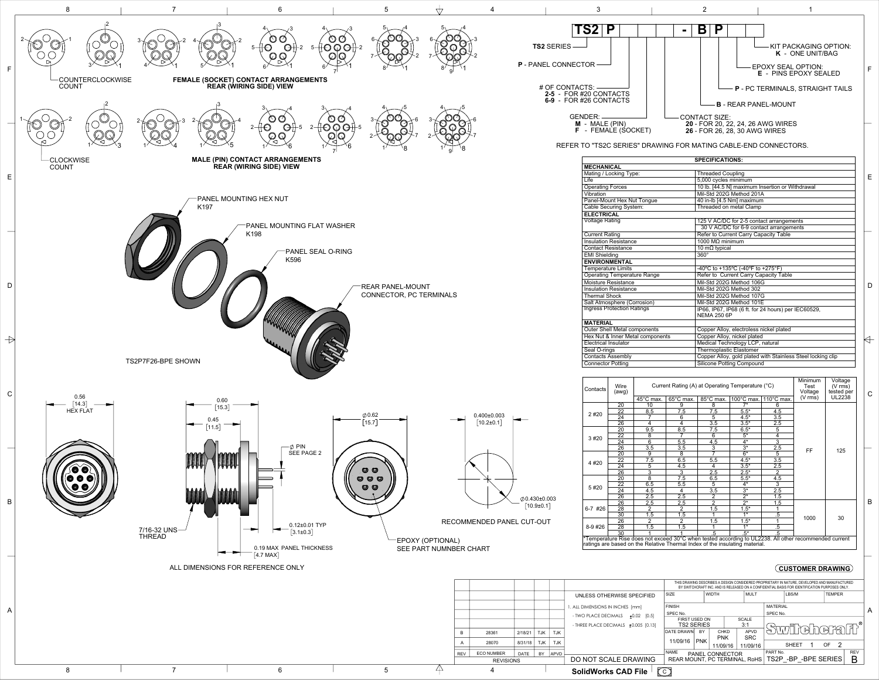## TS2 P \_ \_ \_ - B P \_ \_

- **TS2** SERIES
- **P** - PANEL CONNECTOR
- # OF CONTACTS:
  - **2-5** - FOR #20 CONTACTS
  - **6-9** - FOR #26 CONTACTS
- GENDER:
  - **M** - MALE (PIN)
  - **F** - FEMALE (SOCKET)
- CONTACT SIZE:
  - **20** - FOR 20, 22, 24, 26 AWG WIRES
  - **26** - FOR 26, 28, 30 AWG WIRES
- **B** - REAR PANEL-MOUNT
- **P** - PC TERMINALS, STRAIGHT TAILS
- EPOXY SEAL OPTION:
  - **E** - PINS EPOXY SEALED
- KIT PACKAGING OPTION:
  - **K** - ONE UNIT/BAG

REFER TO "TS2C SERIES" DRAWING FOR MATING CABLE-END CONNECTORS.

**FEMALE (SOCKET) CONTACT ARRANGEMENTS REAR (WIRING SIDE) VIEW** — COUNTERCLOCKWISE COUNT

**MALE (PIN) CONTACT ARRANGEMENTS REAR (WIRING SIDE) VIEW** — CLOCKWISE COUNT

- PANEL MOUNTING HEX NUT K197
- PANEL MOUNTING FLAT WASHER K198
- PANEL SEAL O-RING K596
- REAR PANEL-MOUNT CONNECTOR, PC TERMINALS

TS2P7F26-BPE SHOWN

| SPECIFICATIONS: | |
|---|---|
| **MECHANICAL** | |
| Mating / Locking Type: | Threaded Coupling |
| Life | 5,000 cycles minimum |
| Operating Forces | 10 lb. [44.5 N] maximum Insertion or Withdrawal |
| Vibration | Mil-Std 202G Method 201A |
| Panel-Mount Hex Nut Tongue | 40 in-lb [4.5 Nm] maximum |
| Cable Securing System: | Threaded on metal Clamp |
| **ELECTRICAL** | |
| Voltage Rating | 125 V AC/DC for 2-5 contact arrangements; 30 V AC/DC for 6-9 contact arrangements |
| Current Rating | Refer to Current Carry Capacity Table |
| Insulation Resistance | 1000 MΩ minimum |
| Contact Resistance | 10 mΩ typical |
| EMI Shielding | 360° |
| **ENVIRONMENTAL** | |
| Temperature Limits | -40ºC to +135ºC (-40ºF to +275°F) |
| Operating Temperature Range | Refer to Current Carry Capacity Table |
| Moisture Resistance | Mil-Std 202G Method 106G |
| Insulation Resistance | Mil-Std 202G Method 302 |
| Thermal Shock | Mil-Std 202G Method 107G |
| Salt Atmosphere (Corrosion) | Mil-Std 202G Method 101E |
| Ingress Protection Ratings | IP66, IP67, IP68 (6 ft. for 24 hours) per IEC60529, NEMA 250 6P |
| **MATERIAL** | |
| Outer Shell Metal components | Copper Alloy, electroless nickel plated |
| Hex Nut & Inner Metal components | Copper Alloy, nickel plated |
| Electrical Insulator | Medical Technology LCP, natural |
| Seal O-rings | Thermoplastic Elastomer |
| Contacts Assembly | Copper Alloy, gold plated with Stainless Steel locking clip |
| Connector Potting | Silicone Potting Compound |

| Contacts | Wire (awg) | Current Rating (A) at Operating Temperature (°C) | | | | | Minimum Test Voltage (V rms) | Voltage (V rms) tested per UL2238 |
|---|---|---|---|---|---|---|---|---|
| | | 45°C max. | 65°C max. | 85°C max. | 100°C max. | 110°C max. | | |
| 2 #20 | 20 | 10 | 9 | 8 | 7* | 6 | FF | 125 |
| | 22 | 8.5 | 7.5 | 7.5 | 5.5* | 4.5 | | |
| | 24 | 7 | 6 | 5 | 4.5* | 3.5 | | |
| | 26 | 4 | 4 | 3.5 | 3.5* | 2.5 | | |
| 3 #20 | 20 | 9.5 | 8.5 | 7.5 | 6.5* | 5 | | |
| | 22 | 8 | 7 | 6 | 5* | 4 | | |
| | 24 | 6 | 5.5 | 4.5 | 4* | 3 | | |
| | 26 | 3.5 | 3.5 | 3 | 3* | 2.5 | | |
| 4 #20 | 20 | 9 | 8 | 7 | 6* | 5 | | |
| | 22 | 7.5 | 6.5 | 5.5 | 4.5* | 3.5 | | |
| | 24 | 5 | 4.5 | 4 | 3.5* | 2.5 | | |
| | 26 | 3 | 3 | 2.5 | 2.5* | 2 | | |
| 5 #20 | 20 | 8 | 7.5 | 6.5 | 5.5* | 4.5 | | |
| | 22 | 6.5 | 5.5 | 5 | 4* | 3 | | |
| | 24 | 4.5 | 4 | 3.5 | 3* | 2.5 | | |
| | 26 | 2.5 | 2.5 | 2 | 2* | 1.5 | | |
| 6-7 #26 | 26 | 2.5 | 2.5 | 2 | 2* | 1.5 | 1000 | 30 |
| | 28 | 2 | 2 | 1.5 | 1.5* | 1 | | |
| | 30 | 1.5 | 1.5 | 1 | 1* | .5 | | |
| 8-9 #26 | 26 | 2 | 2 | 1.5 | 1.5* | 1 | | |
| | 28 | 1.5 | 1.5 | 1 | 1* | .5 | | |
| | 30 | 1 | 1 | .5 | .5* | .5 | | |

*Temperature Rise does not exceed 30°C when tested according to UL2238. All other recommended current ratings are based on the Relative Thermal Index of the insulating material.

- 0.56 [14.3] HEX FLAT
- 0.60 [15.3]
- 0.45 [11.5]
- ∅ PIN SEE PAGE 2
- ∅0.62 [15.7]
- 0.400±0.003 [10.2±0.1]
- ∅0.430±0.003 [10.9±0.1]
- RECOMMENDED PANEL CUT-OUT
- 7/16-32 UNS THREAD
- 0.12±0.01 TYP [3.1±0.3]
- 0.19 MAX PANEL THICKNESS [4.7 MAX]
- EPOXY (OPTIONAL) SEE PART NUMNBER CHART

ALL DIMENSIONS FOR REFERENCE ONLY

**CUSTOMER DRAWING**

| REV | ECO NUMBER | DATE | BY | APVD |
|---|---|---|---|---|
| B | 28361 | 2/18/21 | TJK | TJK |
| A | 28070 | 8/31/18 | TJK | TJK |

REVISIONS

UNLESS OTHERWISE SPECIFIED
1. ALL DIMENSIONS IN INCHES [mm]
- TWO PLACE DECIMALS ±0.02 [0.5]
- THREE PLACE DECIMALS ±0.005 [0.13]

DO NOT SCALE DRAWING

SolidWorks CAD File

THIS DRAWING DESCRIBES A DESIGN CONSIDERED PROPRIETARY IN NATURE, DEVELOPED AND MANUFACTURED BY SWITCHCRAFT INC. AND IS RELEASED ON A CONFIDENTIAL BASIS FOR IDENTIFICATION PURPOSES ONLY.

FIRST USED ON: TS2 SERIES — SCALE: 3:1 — DATE DRAWN: 11/09/16 — BY: PNK — CHKD: PNK 11/09/16 — APVD: SRC 11/09/16

Switchcraft®

NAME: PANEL CONNECTOR REAR MOUNT, PC TERMINAL, RoHS — PART No.: TS2P_-BP_-BPE SERIES — REV: B — SHEET 1 OF 2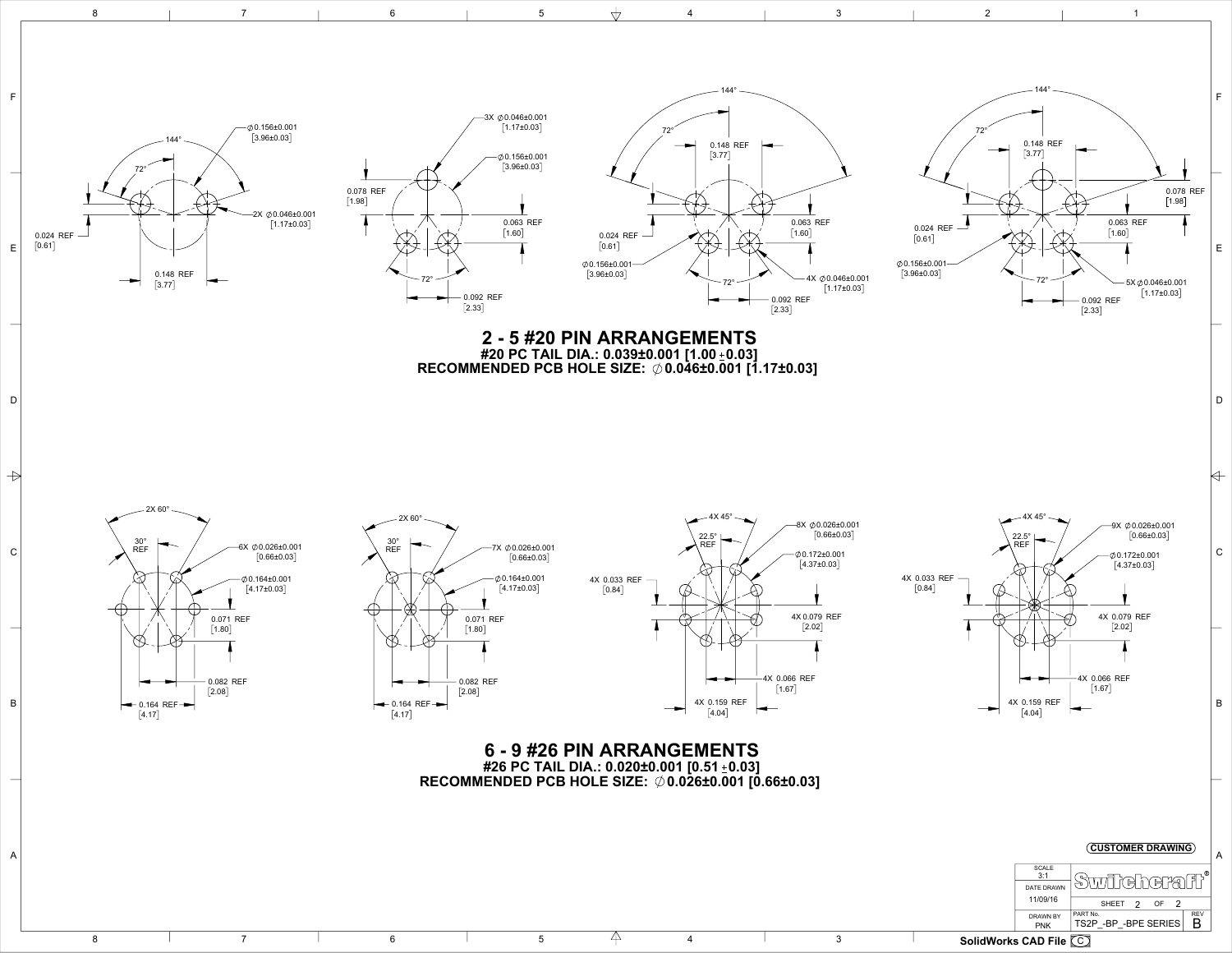0.024 REF
[0.61]

144°

72°

∅0.156±0.001
[3.96±0.03]

2X ∅0.046±0.001
[1.17±0.03]

0.148 REF
[3.77]

3X ∅0.046±0.001
[1.17±0.03]

∅0.156±0.001
[3.96±0.03]

0.078 REF
[1.98]

0.063 REF
[1.60]

72°

0.092 REF
[2.33]

144°

72°

0.148 REF
[3.77]

0.024 REF
[0.61]

0.063 REF
[1.60]

∅0.156±0.001
[3.96±0.03]

72°

4X ∅0.046±0.001
[1.17±0.03]

0.092 REF
[2.33]

144°

72°

0.148 REF
[3.77]

0.078 REF
[1.98]

0.024 REF
[0.61]

0.063 REF
[1.60]

∅0.156±0.001
[3.96±0.03]

72°

5X ∅0.046±0.001
[1.17±0.03]

0.092 REF
[2.33]

# 2 - 5 #20 PIN ARRANGEMENTS

**#20 PC TAIL DIA.: 0.039±0.001 [1.00 ±0.03]**
**RECOMMENDED PCB HOLE SIZE: ∅0.046±0.001 [1.17±0.03]**

2X 60°

30°
REF

6X ∅0.026±0.001
[0.66±0.03]

∅0.164±0.001
[4.17±0.03]

0.071 REF
[1.80]

0.082 REF
[2.08]

0.164 REF
[4.17]

2X 60°

30°
REF

7X ∅0.026±0.001
[0.66±0.03]

∅0.164±0.001
[4.17±0.03]

0.071 REF
[1.80]

0.082 REF
[2.08]

0.164 REF
[4.17]

4X 45°

22.5°
REF

8X ∅0.026±0.001
[0.66±0.03]

∅0.172±0.001
[4.37±0.03]

4X 0.033 REF
[0.84]

4X 0.079 REF
[2.02]

4X 0.066 REF
[1.67]

4X 0.159 REF
[4.04]

4X 45°

22.5°
REF

9X ∅0.026±0.001
[0.66±0.03]

∅0.172±0.001
[4.37±0.03]

4X 0.033 REF
[0.84]

4X 0.079 REF
[2.02]

4X 0.066 REF
[1.67]

4X 0.159 REF
[4.04]

# 6 - 9 #26 PIN ARRANGEMENTS

**#26 PC TAIL DIA.: 0.020±0.001 [0.51 ±0.03]**
**RECOMMENDED PCB HOLE SIZE: ∅0.026±0.001 [0.66±0.03]**

CUSTOMER DRAWING

| | | |
|---|---|---|
| SCALE 3:1 | Switchcraft® | |
| DATE DRAWN 11/09/16 | SHEET 2 OF 2 | |
| DRAWN BY PNK | PART No. TS2P_-BP_-BPE SERIES | REV B |

SolidWorks CAD File ©